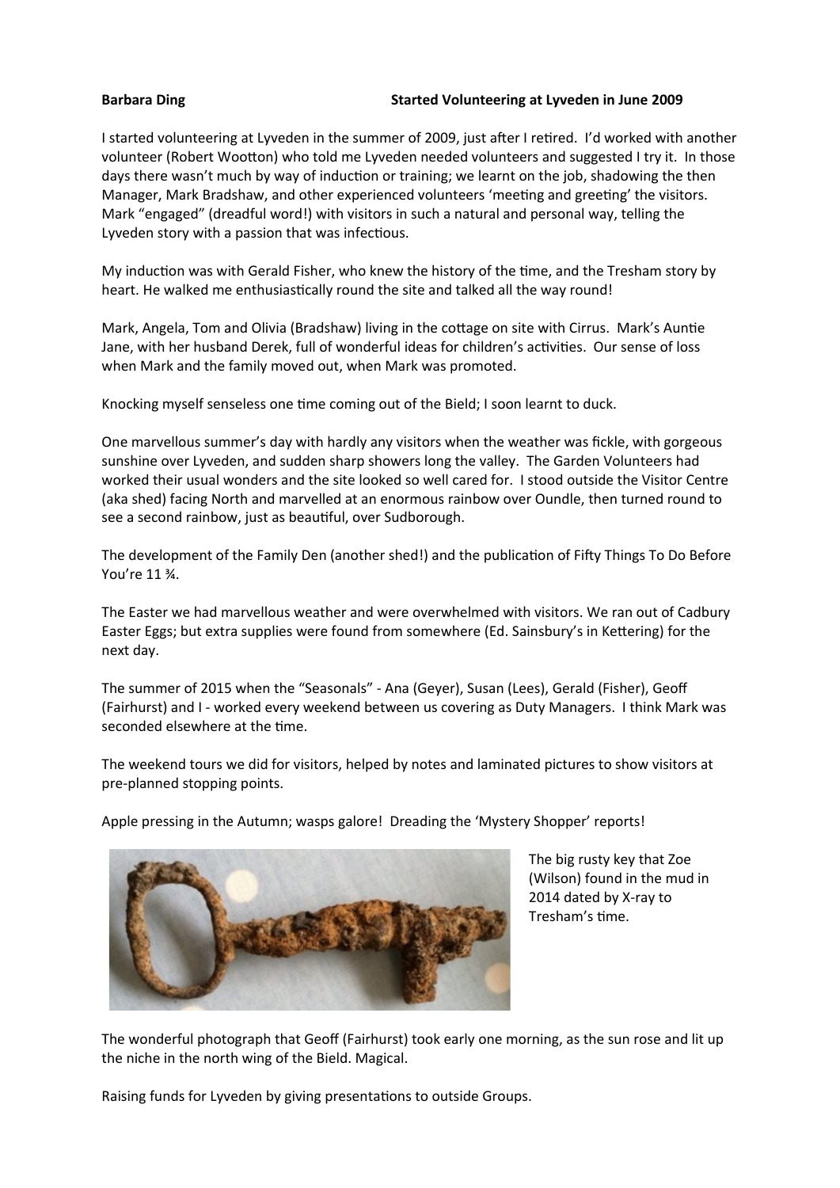**Barbara Ding** **Started Volunteering at Lyveden in June 2009**

I started volunteering at Lyveden in the summer of 2009, just after I retired. I'd worked with another volunteer (Robert Wootton) who told me Lyveden needed volunteers and suggested I try it. In those days there wasn't much by way of induction or training; we learnt on the job, shadowing the then Manager, Mark Bradshaw, and other experienced volunteers 'meeting and greeting' the visitors. Mark "engaged" (dreadful word!) with visitors in such a natural and personal way, telling the Lyveden story with a passion that was infectious.

My induction was with Gerald Fisher, who knew the history of the time, and the Tresham story by heart. He walked me enthusiastically round the site and talked all the way round!

Mark, Angela, Tom and Olivia (Bradshaw) living in the cottage on site with Cirrus. Mark's Auntie Jane, with her husband Derek, full of wonderful ideas for children's activities. Our sense of loss when Mark and the family moved out, when Mark was promoted.

Knocking myself senseless one time coming out of the Bield; I soon learnt to duck.

One marvellous summer's day with hardly any visitors when the weather was fickle, with gorgeous sunshine over Lyveden, and sudden sharp showers long the valley. The Garden Volunteers had worked their usual wonders and the site looked so well cared for. I stood outside the Visitor Centre (aka shed) facing North and marvelled at an enormous rainbow over Oundle, then turned round to see a second rainbow, just as beautiful, over Sudborough.

The development of the Family Den (another shed!) and the publication of Fifty Things To Do Before You're 11 ¾.

The Easter we had marvellous weather and were overwhelmed with visitors. We ran out of Cadbury Easter Eggs; but extra supplies were found from somewhere (Ed. Sainsbury's in Kettering) for the next day.

The summer of 2015 when the "Seasonals" - Ana (Geyer), Susan (Lees), Gerald (Fisher), Geoff (Fairhurst) and I - worked every weekend between us covering as Duty Managers. I think Mark was seconded elsewhere at the time.

The weekend tours we did for visitors, helped by notes and laminated pictures to show visitors at pre-planned stopping points.

Apple pressing in the Autumn; wasps galore! Dreading the 'Mystery Shopper' reports!

The big rusty key that Zoe (Wilson) found in the mud in 2014 dated by X-ray to Tresham's time.

The wonderful photograph that Geoff (Fairhurst) took early one morning, as the sun rose and lit up the niche in the north wing of the Bield. Magical.

Raising funds for Lyveden by giving presentations to outside Groups.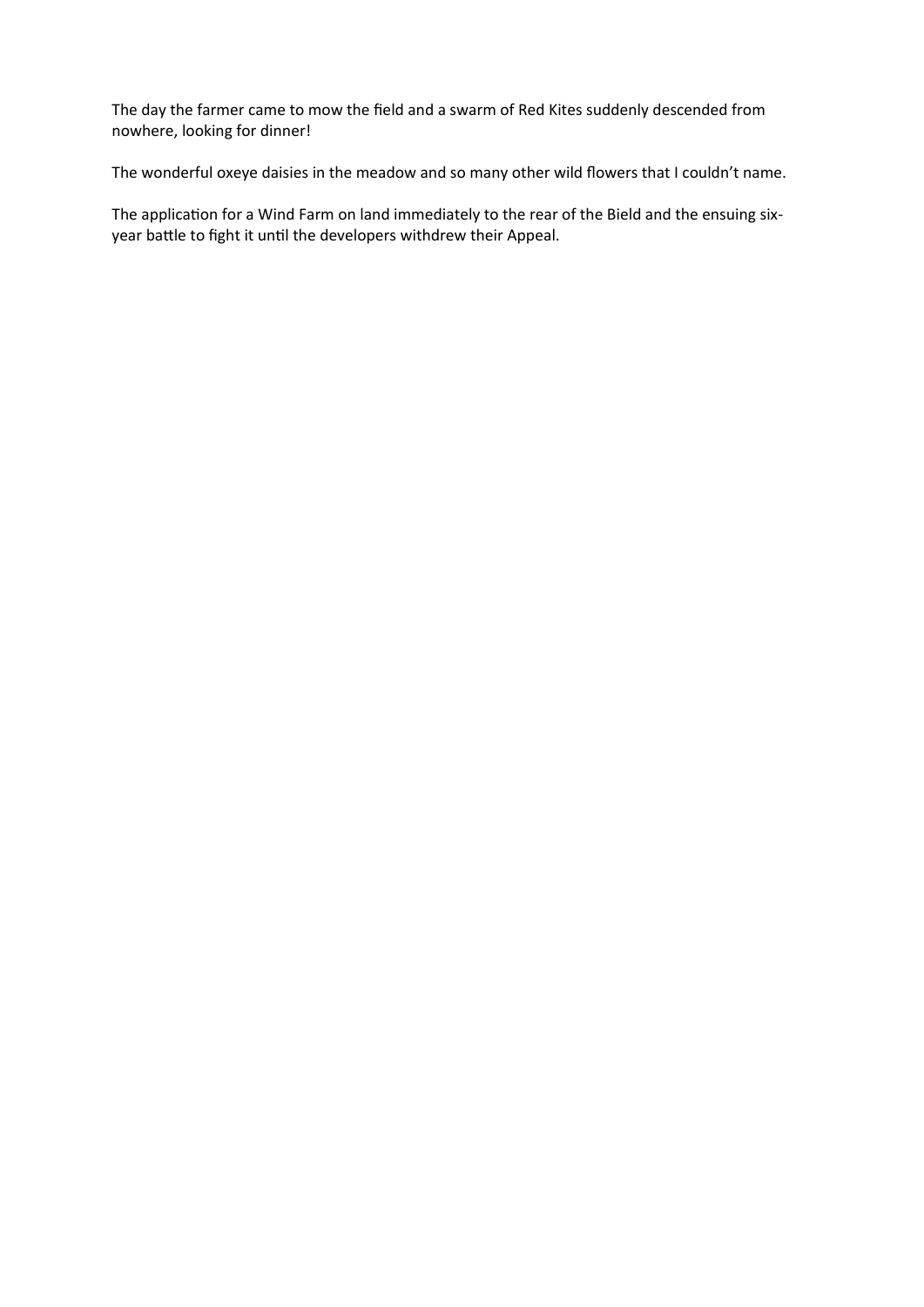The day the farmer came to mow the field and a swarm of Red Kites suddenly descended from nowhere, looking for dinner!

The wonderful oxeye daisies in the meadow and so many other wild flowers that I couldn't name.

The application for a Wind Farm on land immediately to the rear of the Bield and the ensuing six-year battle to fight it until the developers withdrew their Appeal.